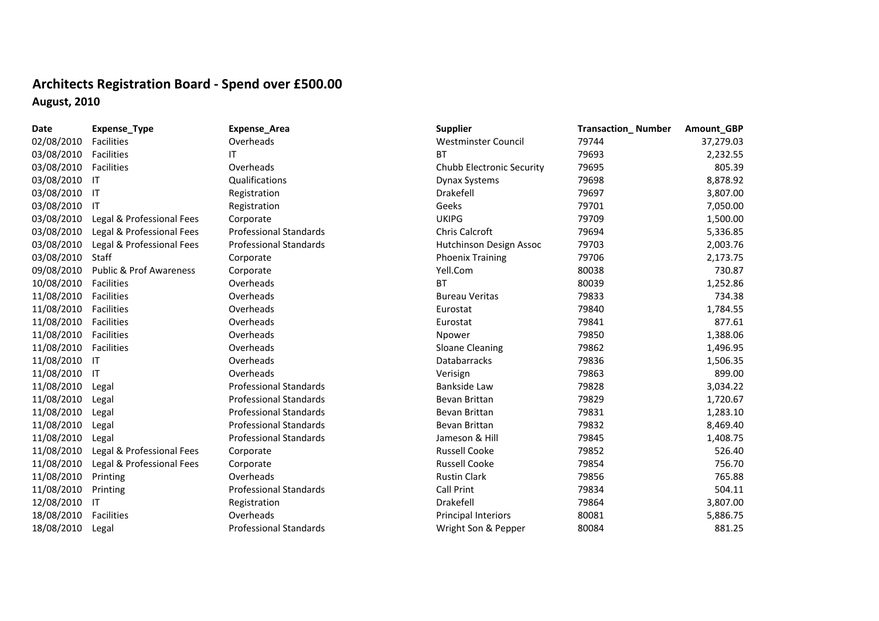# Architects Registration Board - Spend over £500.00

## August, 2010

| Date | Expense_Type | Expense_Area | Supplier | Transaction_ Number | Amount_GBP |
|---|---|---|---|---|---|
| 02/08/2010 | Facilities | Overheads | Westminster Council | 79744 | 37,279.03 |
| 03/08/2010 | Facilities | IT | BT | 79693 | 2,232.55 |
| 03/08/2010 | Facilities | Overheads | Chubb Electronic Security | 79695 | 805.39 |
| 03/08/2010 | IT | Qualifications | Dynax Systems | 79698 | 8,878.92 |
| 03/08/2010 | IT | Registration | Drakefell | 79697 | 3,807.00 |
| 03/08/2010 | IT | Registration | Geeks | 79701 | 7,050.00 |
| 03/08/2010 | Legal & Professional Fees | Corporate | UKIPG | 79709 | 1,500.00 |
| 03/08/2010 | Legal & Professional Fees | Professional Standards | Chris Calcroft | 79694 | 5,336.85 |
| 03/08/2010 | Legal & Professional Fees | Professional Standards | Hutchinson Design Assoc | 79703 | 2,003.76 |
| 03/08/2010 | Staff | Corporate | Phoenix Training | 79706 | 2,173.75 |
| 09/08/2010 | Public & Prof Awareness | Corporate | Yell.Com | 80038 | 730.87 |
| 10/08/2010 | Facilities | Overheads | BT | 80039 | 1,252.86 |
| 11/08/2010 | Facilities | Overheads | Bureau Veritas | 79833 | 734.38 |
| 11/08/2010 | Facilities | Overheads | Eurostat | 79840 | 1,784.55 |
| 11/08/2010 | Facilities | Overheads | Eurostat | 79841 | 877.61 |
| 11/08/2010 | Facilities | Overheads | Npower | 79850 | 1,388.06 |
| 11/08/2010 | Facilities | Overheads | Sloane Cleaning | 79862 | 1,496.95 |
| 11/08/2010 | IT | Overheads | Databarracks | 79836 | 1,506.35 |
| 11/08/2010 | IT | Overheads | Verisign | 79863 | 899.00 |
| 11/08/2010 | Legal | Professional Standards | Bankside Law | 79828 | 3,034.22 |
| 11/08/2010 | Legal | Professional Standards | Bevan Brittan | 79829 | 1,720.67 |
| 11/08/2010 | Legal | Professional Standards | Bevan Brittan | 79831 | 1,283.10 |
| 11/08/2010 | Legal | Professional Standards | Bevan Brittan | 79832 | 8,469.40 |
| 11/08/2010 | Legal | Professional Standards | Jameson & Hill | 79845 | 1,408.75 |
| 11/08/2010 | Legal & Professional Fees | Corporate | Russell Cooke | 79852 | 526.40 |
| 11/08/2010 | Legal & Professional Fees | Corporate | Russell Cooke | 79854 | 756.70 |
| 11/08/2010 | Printing | Overheads | Rustin Clark | 79856 | 765.88 |
| 11/08/2010 | Printing | Professional Standards | Call Print | 79834 | 504.11 |
| 12/08/2010 | IT | Registration | Drakefell | 79864 | 3,807.00 |
| 18/08/2010 | Facilities | Overheads | Principal Interiors | 80081 | 5,886.75 |
| 18/08/2010 | Legal | Professional Standards | Wright Son & Pepper | 80084 | 881.25 |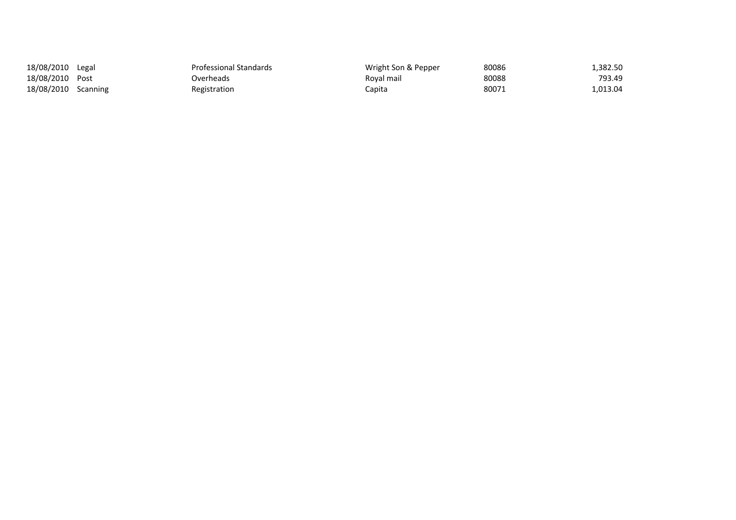| | | | | | |
|---|---|---|---|---|---|
| 18/08/2010 | Legal | Professional Standards | Wright Son & Pepper | 80086 | 1,382.50 |
| 18/08/2010 | Post | Overheads | Royal mail | 80088 | 793.49 |
| 18/08/2010 | Scanning | Registration | Capita | 80071 | 1,013.04 |